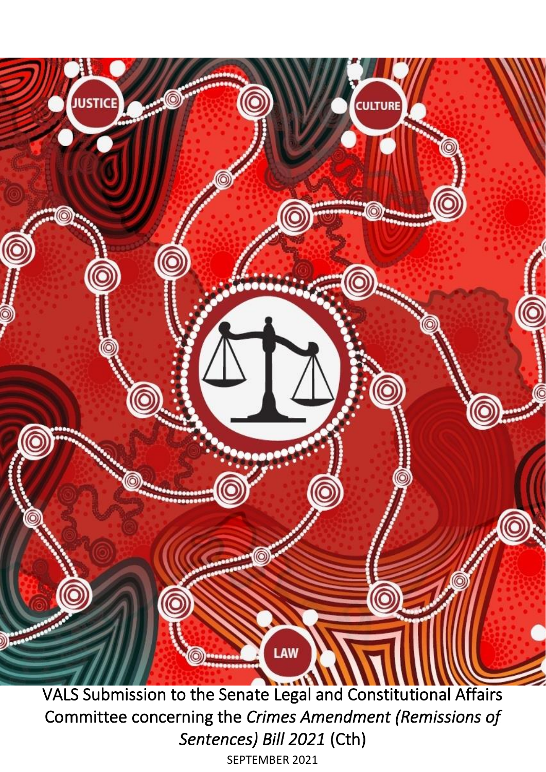VALS Submission to the Senate Legal and Constitutional Affairs Committee concerning the *Crimes Amendment (Remissions of Sentences) Bill 2021* (Cth)

SEPTEMBER 2021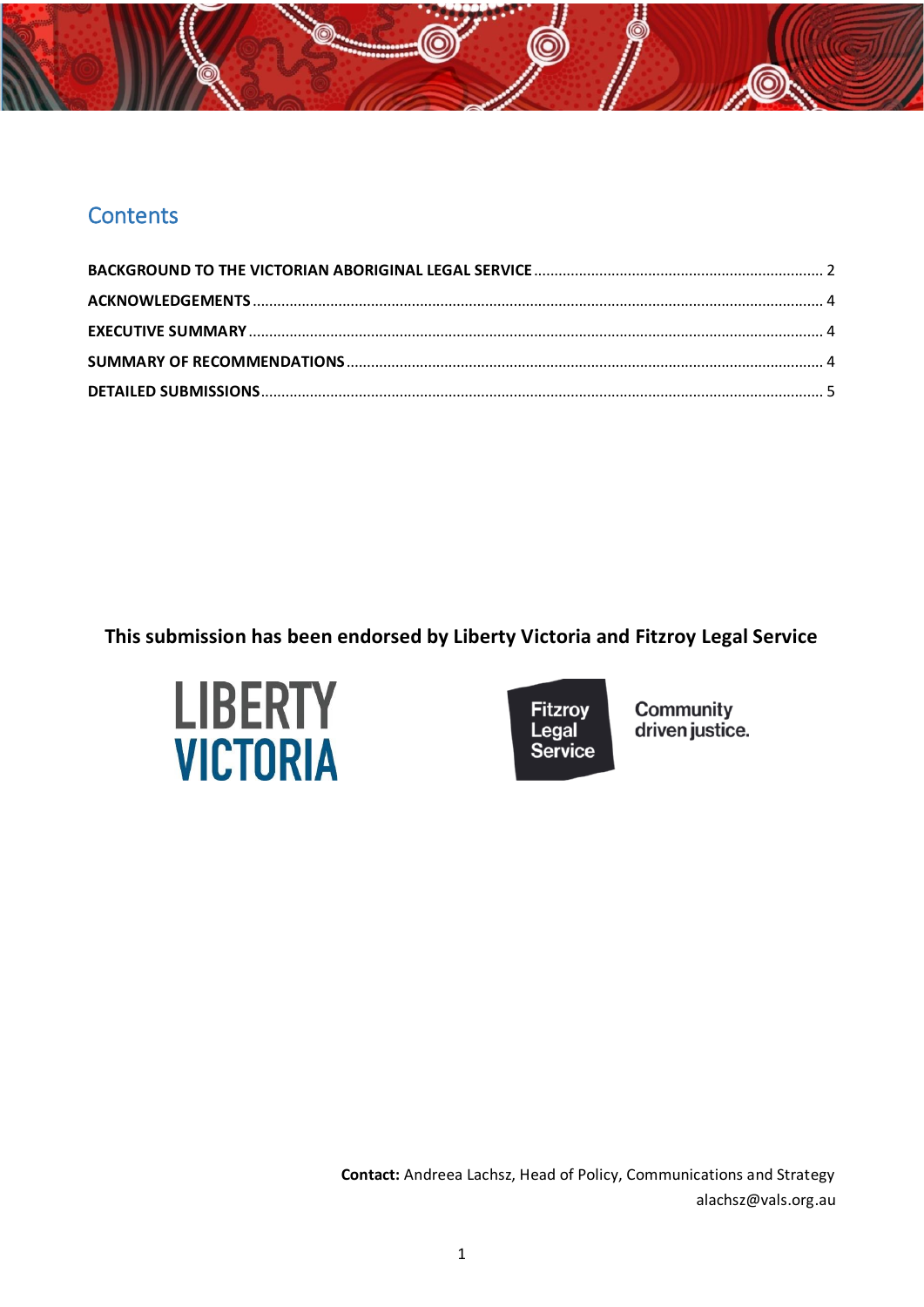## Contents

BACKGROUND TO THE VICTORIAN ABORIGINAL LEGAL SERVICE ........ 2
ACKNOWLEDGEMENTS ........ 4
EXECUTIVE SUMMARY ........ 4
SUMMARY OF RECOMMENDATIONS ........ 4
DETAILED SUBMISSIONS ........ 5

**This submission has been endorsed by Liberty Victoria and Fitzroy Legal Service**

LIBERTY VICTORIA

Fitzroy Legal Service — Community driven justice.

**Contact:** Andreea Lachsz, Head of Policy, Communications and Strategy
alachsz@vals.org.au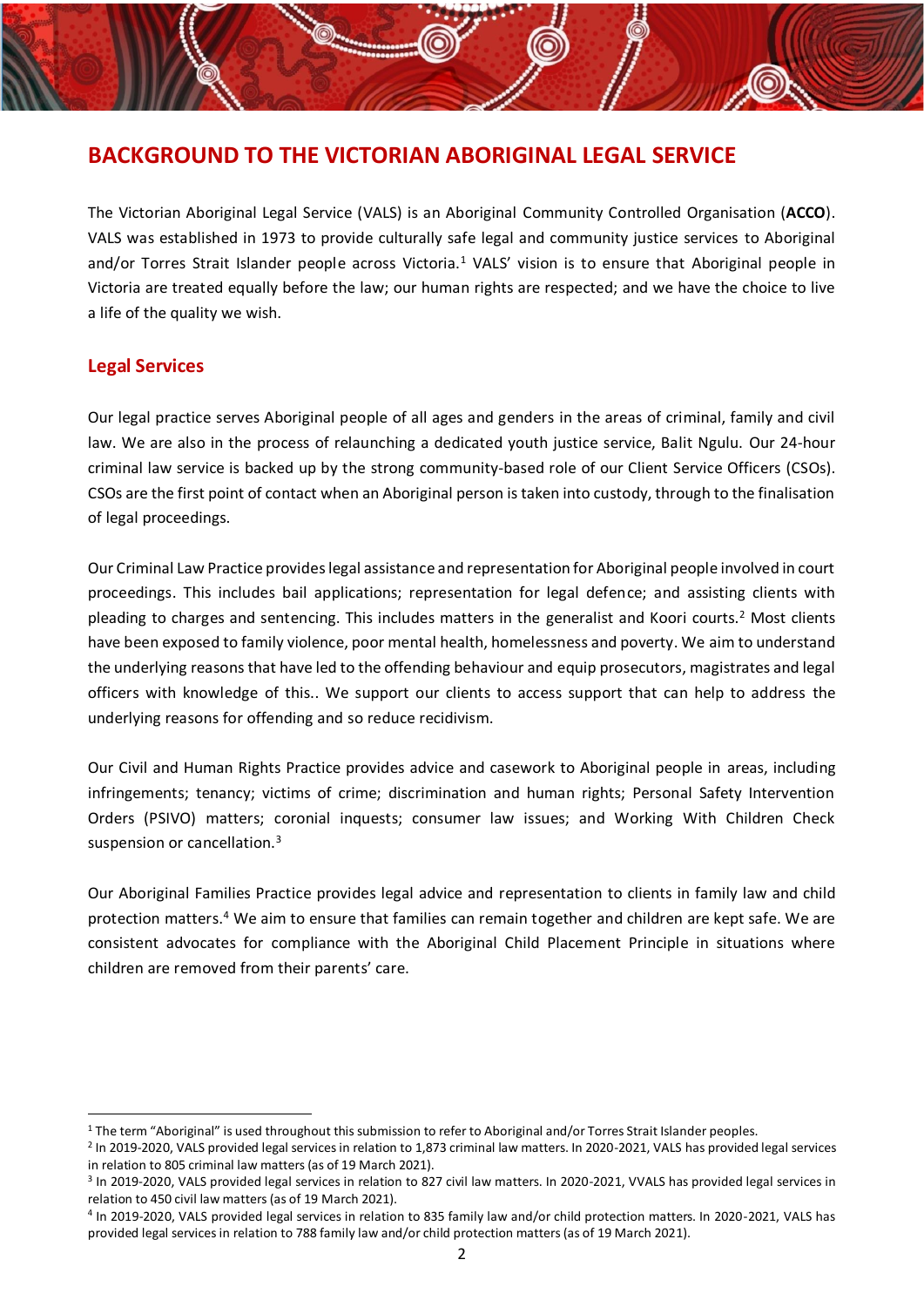# BACKGROUND TO THE VICTORIAN ABORIGINAL LEGAL SERVICE

The Victorian Aboriginal Legal Service (VALS) is an Aboriginal Community Controlled Organisation (**ACCO**). VALS was established in 1973 to provide culturally safe legal and community justice services to Aboriginal and/or Torres Strait Islander people across Victoria.[1] VALS' vision is to ensure that Aboriginal people in Victoria are treated equally before the law; our human rights are respected; and we have the choice to live a life of the quality we wish.

## Legal Services

Our legal practice serves Aboriginal people of all ages and genders in the areas of criminal, family and civil law. We are also in the process of relaunching a dedicated youth justice service, Balit Ngulu. Our 24-hour criminal law service is backed up by the strong community-based role of our Client Service Officers (CSOs). CSOs are the first point of contact when an Aboriginal person is taken into custody, through to the finalisation of legal proceedings.

Our Criminal Law Practice provides legal assistance and representation for Aboriginal people involved in court proceedings. This includes bail applications; representation for legal defence; and assisting clients with pleading to charges and sentencing. This includes matters in the generalist and Koori courts.[2] Most clients have been exposed to family violence, poor mental health, homelessness and poverty. We aim to understand the underlying reasons that have led to the offending behaviour and equip prosecutors, magistrates and legal officers with knowledge of this.. We support our clients to access support that can help to address the underlying reasons for offending and so reduce recidivism.

Our Civil and Human Rights Practice provides advice and casework to Aboriginal people in areas, including infringements; tenancy; victims of crime; discrimination and human rights; Personal Safety Intervention Orders (PSIVO) matters; coronial inquests; consumer law issues; and Working With Children Check suspension or cancellation.[3]

Our Aboriginal Families Practice provides legal advice and representation to clients in family law and child protection matters.[4] We aim to ensure that families can remain together and children are kept safe. We are consistent advocates for compliance with the Aboriginal Child Placement Principle in situations where children are removed from their parents' care.

---

[1] The term "Aboriginal" is used throughout this submission to refer to Aboriginal and/or Torres Strait Islander peoples.

[2] In 2019-2020, VALS provided legal services in relation to 1,873 criminal law matters. In 2020-2021, VALS has provided legal services in relation to 805 criminal law matters (as of 19 March 2021).

[3] In 2019-2020, VALS provided legal services in relation to 827 civil law matters. In 2020-2021, VVALS has provided legal services in relation to 450 civil law matters (as of 19 March 2021).

[4] In 2019-2020, VALS provided legal services in relation to 835 family law and/or child protection matters. In 2020-2021, VALS has provided legal services in relation to 788 family law and/or child protection matters (as of 19 March 2021).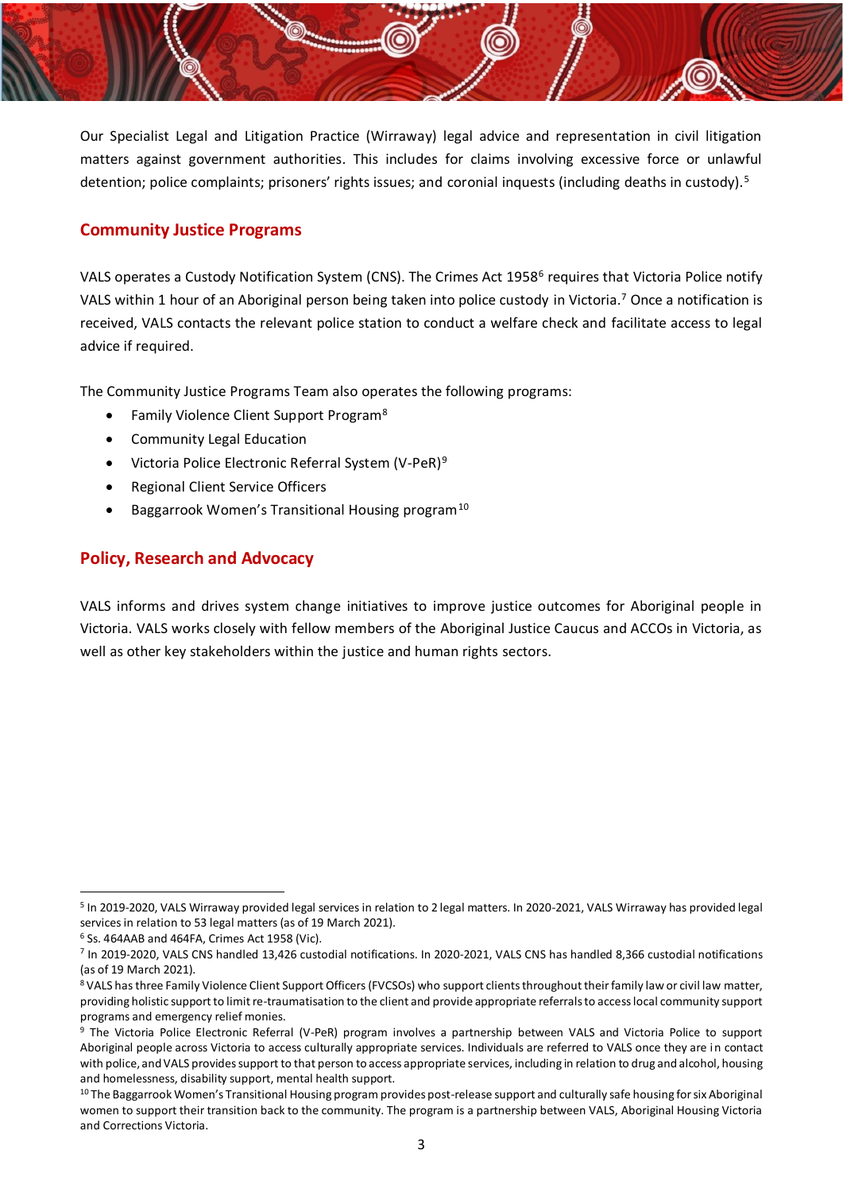Our Specialist Legal and Litigation Practice (Wirraway) legal advice and representation in civil litigation matters against government authorities. This includes for claims involving excessive force or unlawful detention; police complaints; prisoners' rights issues; and coronial inquests (including deaths in custody).[5]

## Community Justice Programs

VALS operates a Custody Notification System (CNS). The Crimes Act 1958[6] requires that Victoria Police notify VALS within 1 hour of an Aboriginal person being taken into police custody in Victoria.[7] Once a notification is received, VALS contacts the relevant police station to conduct a welfare check and facilitate access to legal advice if required.

The Community Justice Programs Team also operates the following programs:

- Family Violence Client Support Program[8]
- Community Legal Education
- Victoria Police Electronic Referral System (V-PeR)[9]
- Regional Client Service Officers
- Baggarrook Women's Transitional Housing program[10]

## Policy, Research and Advocacy

VALS informs and drives system change initiatives to improve justice outcomes for Aboriginal people in Victoria. VALS works closely with fellow members of the Aboriginal Justice Caucus and ACCOs in Victoria, as well as other key stakeholders within the justice and human rights sectors.

---

[5] In 2019-2020, VALS Wirraway provided legal services in relation to 2 legal matters. In 2020-2021, VALS Wirraway has provided legal services in relation to 53 legal matters (as of 19 March 2021).

[6] Ss. 464AAB and 464FA, Crimes Act 1958 (Vic).

[7] In 2019-2020, VALS CNS handled 13,426 custodial notifications. In 2020-2021, VALS CNS has handled 8,366 custodial notifications (as of 19 March 2021).

[8] VALS has three Family Violence Client Support Officers (FVCSOs) who support clients throughout their family law or civil law matter, providing holistic support to limit re-traumatisation to the client and provide appropriate referrals to access local community support programs and emergency relief monies.

[9] The Victoria Police Electronic Referral (V-PeR) program involves a partnership between VALS and Victoria Police to support Aboriginal people across Victoria to access culturally appropriate services. Individuals are referred to VALS once they are in contact with police, and VALS provides support to that person to access appropriate services, including in relation to drug and alcohol, housing and homelessness, disability support, mental health support.

[10] The Baggarrook Women's Transitional Housing program provides post-release support and culturally safe housing for six Aboriginal women to support their transition back to the community. The program is a partnership between VALS, Aboriginal Housing Victoria and Corrections Victoria.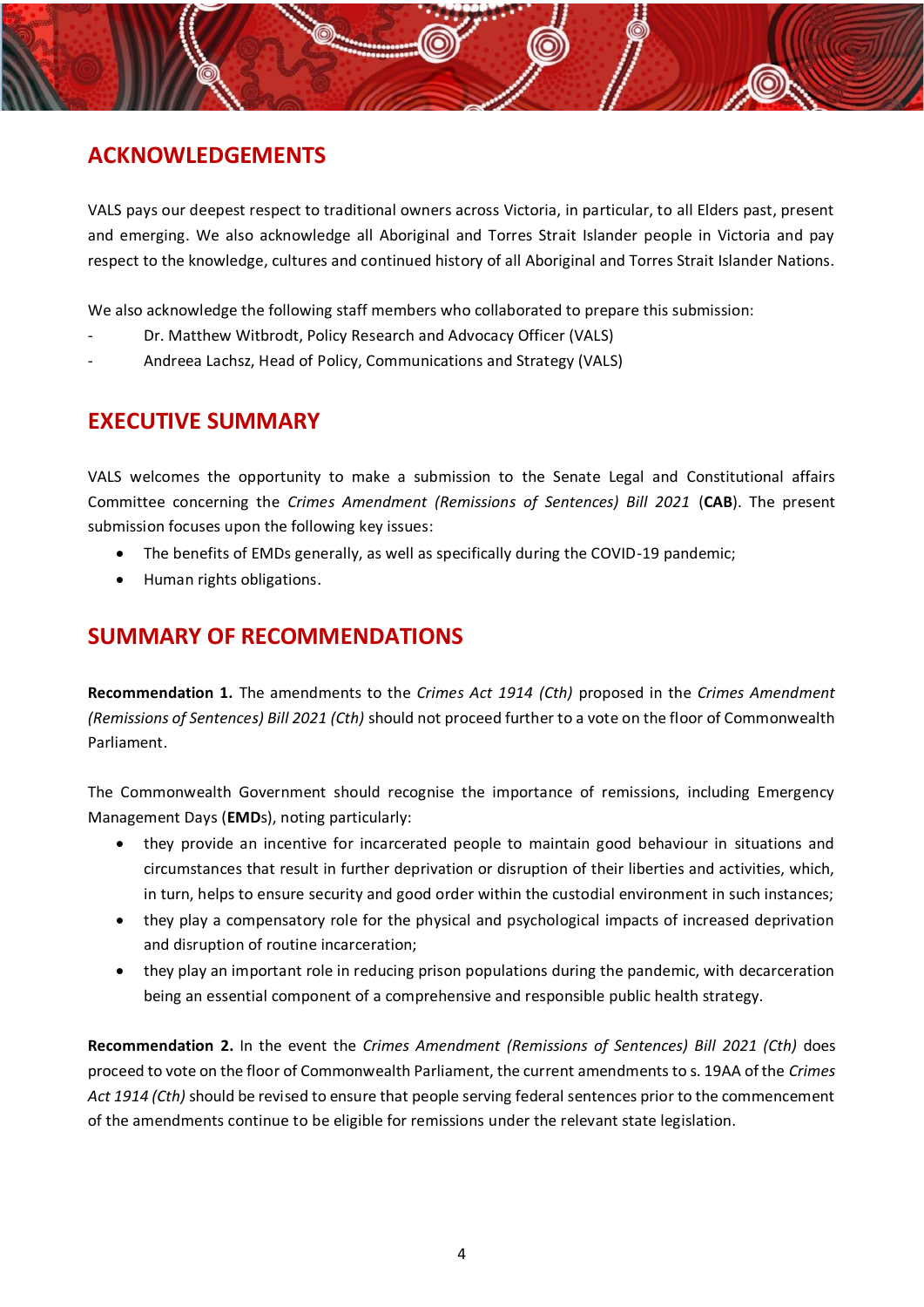## ACKNOWLEDGEMENTS

VALS pays our deepest respect to traditional owners across Victoria, in particular, to all Elders past, present and emerging. We also acknowledge all Aboriginal and Torres Strait Islander people in Victoria and pay respect to the knowledge, cultures and continued history of all Aboriginal and Torres Strait Islander Nations.

We also acknowledge the following staff members who collaborated to prepare this submission:

- Dr. Matthew Witbrodt, Policy Research and Advocacy Officer (VALS)
- Andreea Lachsz, Head of Policy, Communications and Strategy (VALS)

## EXECUTIVE SUMMARY

VALS welcomes the opportunity to make a submission to the Senate Legal and Constitutional affairs Committee concerning the *Crimes Amendment (Remissions of Sentences) Bill 2021* (**CAB**). The present submission focuses upon the following key issues:

- The benefits of EMDs generally, as well as specifically during the COVID-19 pandemic;
- Human rights obligations.

## SUMMARY OF RECOMMENDATIONS

**Recommendation 1.** The amendments to the *Crimes Act 1914 (Cth)* proposed in the *Crimes Amendment (Remissions of Sentences) Bill 2021 (Cth)* should not proceed further to a vote on the floor of Commonwealth Parliament.

The Commonwealth Government should recognise the importance of remissions, including Emergency Management Days (**EMD**s), noting particularly:

- they provide an incentive for incarcerated people to maintain good behaviour in situations and circumstances that result in further deprivation or disruption of their liberties and activities, which, in turn, helps to ensure security and good order within the custodial environment in such instances;
- they play a compensatory role for the physical and psychological impacts of increased deprivation and disruption of routine incarceration;
- they play an important role in reducing prison populations during the pandemic, with decarceration being an essential component of a comprehensive and responsible public health strategy.

**Recommendation 2.** In the event the *Crimes Amendment (Remissions of Sentences) Bill 2021 (Cth)* does proceed to vote on the floor of Commonwealth Parliament, the current amendments to s. 19AA of the *Crimes Act 1914 (Cth)* should be revised to ensure that people serving federal sentences prior to the commencement of the amendments continue to be eligible for remissions under the relevant state legislation.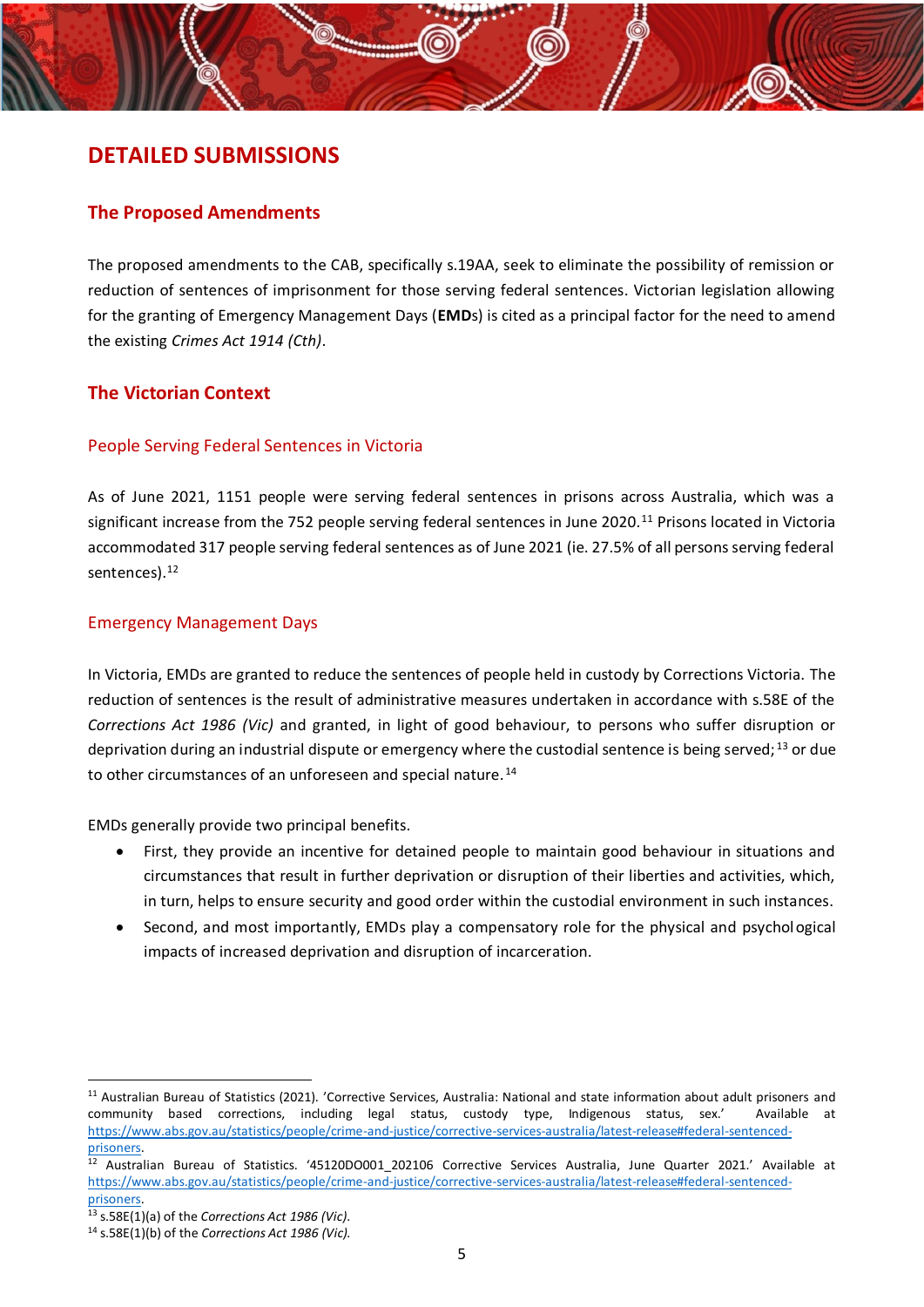# DETAILED SUBMISSIONS

## The Proposed Amendments

The proposed amendments to the CAB, specifically s.19AA, seek to eliminate the possibility of remission or reduction of sentences of imprisonment for those serving federal sentences. Victorian legislation allowing for the granting of Emergency Management Days (**EMD**s) is cited as a principal factor for the need to amend the existing *Crimes Act 1914 (Cth)*.

## The Victorian Context

### People Serving Federal Sentences in Victoria

As of June 2021, 1151 people were serving federal sentences in prisons across Australia, which was a significant increase from the 752 people serving federal sentences in June 2020.[11] Prisons located in Victoria accommodated 317 people serving federal sentences as of June 2021 (ie. 27.5% of all persons serving federal sentences).[12]

### Emergency Management Days

In Victoria, EMDs are granted to reduce the sentences of people held in custody by Corrections Victoria. The reduction of sentences is the result of administrative measures undertaken in accordance with s.58E of the *Corrections Act 1986 (Vic)* and granted, in light of good behaviour, to persons who suffer disruption or deprivation during an industrial dispute or emergency where the custodial sentence is being served;[13] or due to other circumstances of an unforeseen and special nature.[14]

EMDs generally provide two principal benefits.

- First, they provide an incentive for detained people to maintain good behaviour in situations and circumstances that result in further deprivation or disruption of their liberties and activities, which, in turn, helps to ensure security and good order within the custodial environment in such instances.
- Second, and most importantly, EMDs play a compensatory role for the physical and psychological impacts of increased deprivation and disruption of incarceration.

---

[11] Australian Bureau of Statistics (2021). 'Corrective Services, Australia: National and state information about adult prisoners and community based corrections, including legal status, custody type, Indigenous status, sex.' Available at https://www.abs.gov.au/statistics/people/crime-and-justice/corrective-services-australia/latest-release#federal-sentenced-prisoners.

[12] Australian Bureau of Statistics. '45120DO001_202106 Corrective Services Australia, June Quarter 2021.' Available at https://www.abs.gov.au/statistics/people/crime-and-justice/corrective-services-australia/latest-release#federal-sentenced-prisoners.

[13] s.58E(1)(a) of the *Corrections Act 1986 (Vic)*.

[14] s.58E(1)(b) of the *Corrections Act 1986 (Vic)*.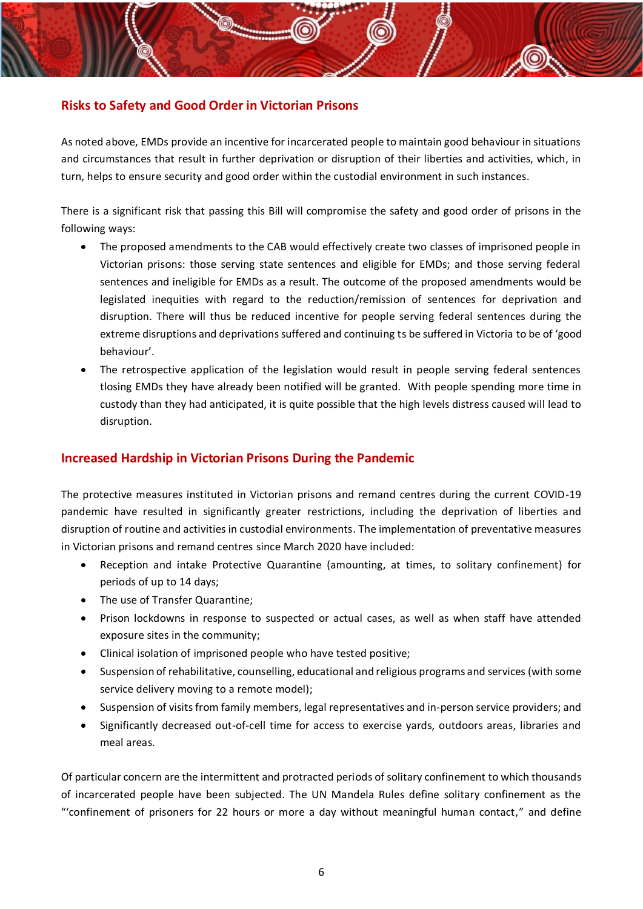## Risks to Safety and Good Order in Victorian Prisons

As noted above, EMDs provide an incentive for incarcerated people to maintain good behaviour in situations and circumstances that result in further deprivation or disruption of their liberties and activities, which, in turn, helps to ensure security and good order within the custodial environment in such instances.

There is a significant risk that passing this Bill will compromise the safety and good order of prisons in the following ways:

- The proposed amendments to the CAB would effectively create two classes of imprisoned people in Victorian prisons: those serving state sentences and eligible for EMDs; and those serving federal sentences and ineligible for EMDs as a result. The outcome of the proposed amendments would be legislated inequities with regard to the reduction/remission of sentences for deprivation and disruption. There will thus be reduced incentive for people serving federal sentences during the extreme disruptions and deprivations suffered and continuing ts be suffered in Victoria to be of 'good behaviour'.
- The retrospective application of the legislation would result in people serving federal sentences tlosing EMDs they have already been notified will be granted. With people spending more time in custody than they had anticipated, it is quite possible that the high levels distress caused will lead to disruption.

## Increased Hardship in Victorian Prisons During the Pandemic

The protective measures instituted in Victorian prisons and remand centres during the current COVID-19 pandemic have resulted in significantly greater restrictions, including the deprivation of liberties and disruption of routine and activities in custodial environments. The implementation of preventative measures in Victorian prisons and remand centres since March 2020 have included:

- Reception and intake Protective Quarantine (amounting, at times, to solitary confinement) for periods of up to 14 days;
- The use of Transfer Quarantine;
- Prison lockdowns in response to suspected or actual cases, as well as when staff have attended exposure sites in the community;
- Clinical isolation of imprisoned people who have tested positive;
- Suspension of rehabilitative, counselling, educational and religious programs and services (with some service delivery moving to a remote model);
- Suspension of visits from family members, legal representatives and in-person service providers; and
- Significantly decreased out-of-cell time for access to exercise yards, outdoors areas, libraries and meal areas.

Of particular concern are the intermittent and protracted periods of solitary confinement to which thousands of incarcerated people have been subjected. The UN Mandela Rules define solitary confinement as the "'confinement of prisoners for 22 hours or more a day without meaningful human contact," and define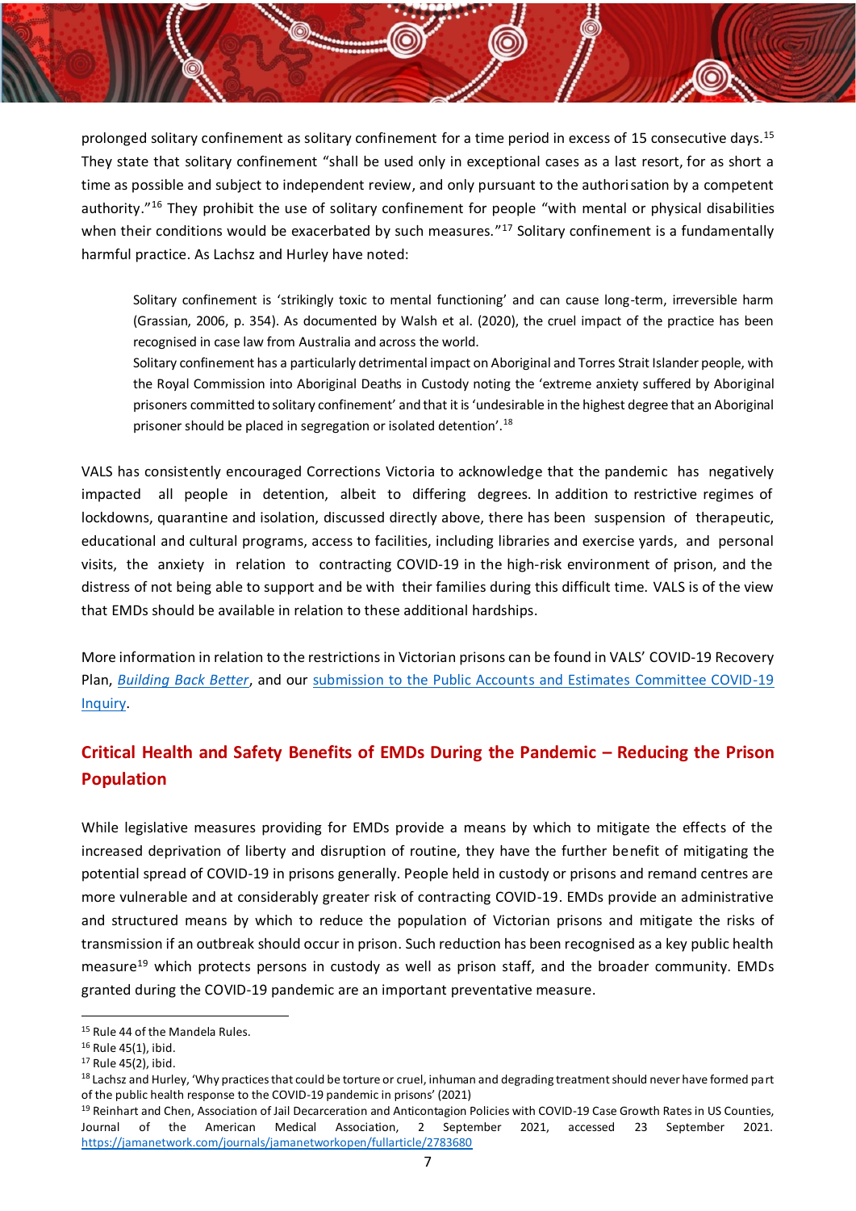prolonged solitary confinement as solitary confinement for a time period in excess of 15 consecutive days.[15] They state that solitary confinement "shall be used only in exceptional cases as a last resort, for as short a time as possible and subject to independent review, and only pursuant to the authorisation by a competent authority."[16] They prohibit the use of solitary confinement for people "with mental or physical disabilities when their conditions would be exacerbated by such measures."[17] Solitary confinement is a fundamentally harmful practice. As Lachsz and Hurley have noted:

> Solitary confinement is 'strikingly toxic to mental functioning' and can cause long-term, irreversible harm (Grassian, 2006, p. 354). As documented by Walsh et al. (2020), the cruel impact of the practice has been recognised in case law from Australia and across the world.
>
> Solitary confinement has a particularly detrimental impact on Aboriginal and Torres Strait Islander people, with the Royal Commission into Aboriginal Deaths in Custody noting the 'extreme anxiety suffered by Aboriginal prisoners committed to solitary confinement' and that it is 'undesirable in the highest degree that an Aboriginal prisoner should be placed in segregation or isolated detention'.[18]

VALS has consistently encouraged Corrections Victoria to acknowledge that the pandemic has negatively impacted all people in detention, albeit to differing degrees. In addition to restrictive regimes of lockdowns, quarantine and isolation, discussed directly above, there has been suspension of therapeutic, educational and cultural programs, access to facilities, including libraries and exercise yards, and personal visits, the anxiety in relation to contracting COVID-19 in the high-risk environment of prison, and the distress of not being able to support and be with their families during this difficult time. VALS is of the view that EMDs should be available in relation to these additional hardships.

More information in relation to the restrictions in Victorian prisons can be found in VALS' COVID-19 Recovery Plan, *Building Back Better*, and our submission to the Public Accounts and Estimates Committee COVID-19 Inquiry.

## Critical Health and Safety Benefits of EMDs During the Pandemic – Reducing the Prison Population

While legislative measures providing for EMDs provide a means by which to mitigate the effects of the increased deprivation of liberty and disruption of routine, they have the further benefit of mitigating the potential spread of COVID-19 in prisons generally. People held in custody or prisons and remand centres are more vulnerable and at considerably greater risk of contracting COVID-19. EMDs provide an administrative and structured means by which to reduce the population of Victorian prisons and mitigate the risks of transmission if an outbreak should occur in prison. Such reduction has been recognised as a key public health measure[19] which protects persons in custody as well as prison staff, and the broader community. EMDs granted during the COVID-19 pandemic are an important preventative measure.

---

[15] Rule 44 of the Mandela Rules.

[16] Rule 45(1), ibid.

[17] Rule 45(2), ibid.

[18] Lachsz and Hurley, 'Why practices that could be torture or cruel, inhuman and degrading treatment should never have formed part of the public health response to the COVID-19 pandemic in prisons' (2021)

[19] Reinhart and Chen, Association of Jail Decarceration and Anticontagion Policies with COVID-19 Case Growth Rates in US Counties, Journal of the American Medical Association, 2 September 2021, accessed 23 September 2021. https://jamanetwork.com/journals/jamanetworkopen/fullarticle/2783680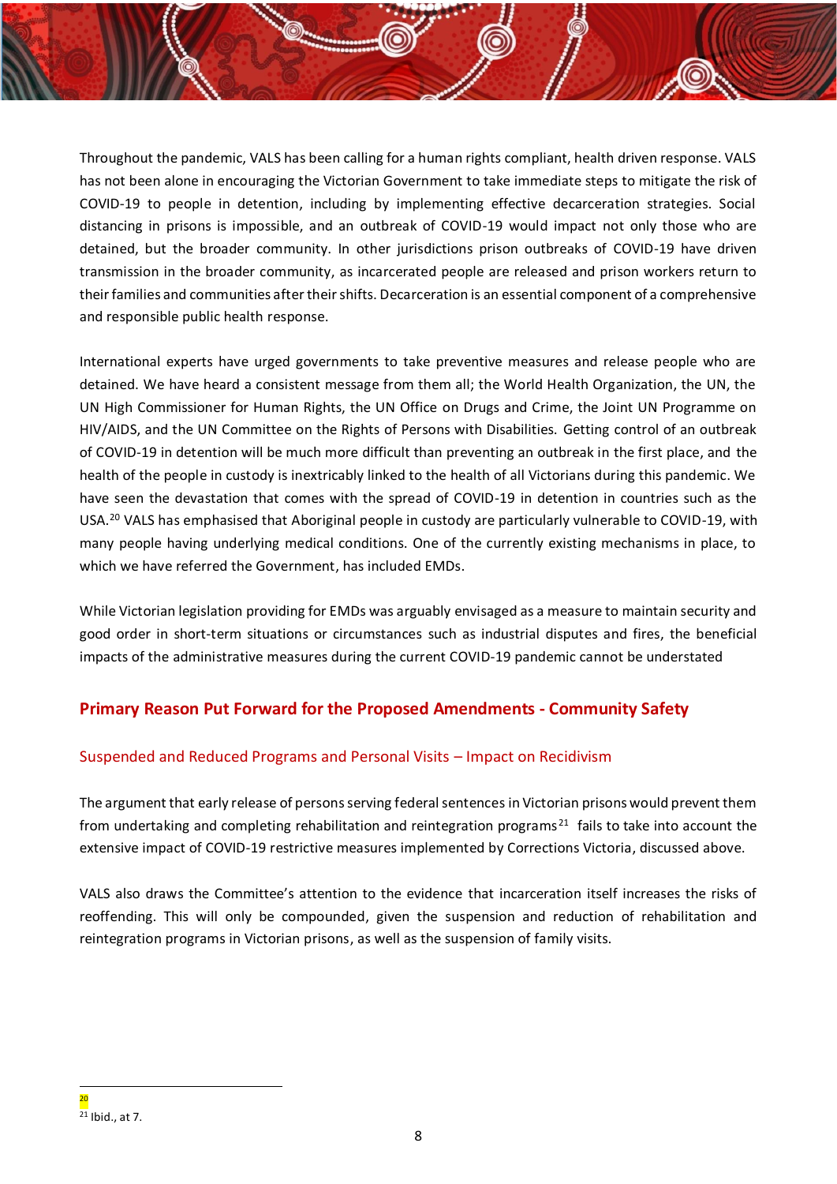Throughout the pandemic, VALS has been calling for a human rights compliant, health driven response. VALS has not been alone in encouraging the Victorian Government to take immediate steps to mitigate the risk of COVID-19 to people in detention, including by implementing effective decarceration strategies. Social distancing in prisons is impossible, and an outbreak of COVID-19 would impact not only those who are detained, but the broader community. In other jurisdictions prison outbreaks of COVID-19 have driven transmission in the broader community, as incarcerated people are released and prison workers return to their families and communities after their shifts. Decarceration is an essential component of a comprehensive and responsible public health response.

International experts have urged governments to take preventive measures and release people who are detained. We have heard a consistent message from them all; the World Health Organization, the UN, the UN High Commissioner for Human Rights, the UN Office on Drugs and Crime, the Joint UN Programme on HIV/AIDS, and the UN Committee on the Rights of Persons with Disabilities. Getting control of an outbreak of COVID-19 in detention will be much more difficult than preventing an outbreak in the first place, and the health of the people in custody is inextricably linked to the health of all Victorians during this pandemic. We have seen the devastation that comes with the spread of COVID-19 in detention in countries such as the USA.[20] VALS has emphasised that Aboriginal people in custody are particularly vulnerable to COVID-19, with many people having underlying medical conditions. One of the currently existing mechanisms in place, to which we have referred the Government, has included EMDs.

While Victorian legislation providing for EMDs was arguably envisaged as a measure to maintain security and good order in short-term situations or circumstances such as industrial disputes and fires, the beneficial impacts of the administrative measures during the current COVID-19 pandemic cannot be understated

## Primary Reason Put Forward for the Proposed Amendments - Community Safety

### Suspended and Reduced Programs and Personal Visits – Impact on Recidivism

The argument that early release of persons serving federal sentences in Victorian prisons would prevent them from undertaking and completing rehabilitation and reintegration programs[21] fails to take into account the extensive impact of COVID-19 restrictive measures implemented by Corrections Victoria, discussed above.

VALS also draws the Committee's attention to the evidence that incarceration itself increases the risks of reoffending. This will only be compounded, given the suspension and reduction of rehabilitation and reintegration programs in Victorian prisons, as well as the suspension of family visits.

---

[20]

[21] Ibid., at 7.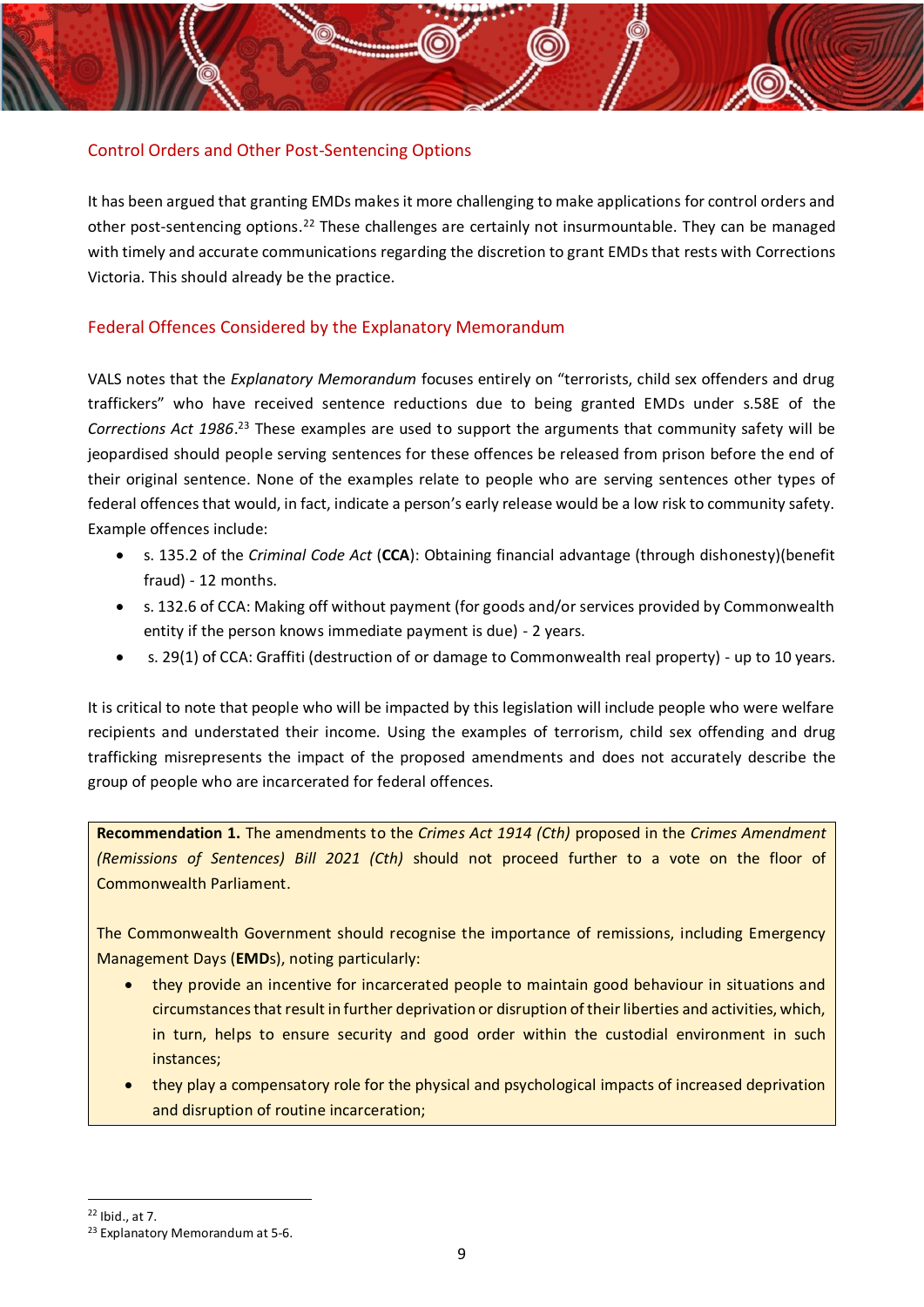## Control Orders and Other Post-Sentencing Options

It has been argued that granting EMDs makes it more challenging to make applications for control orders and other post-sentencing options.[22] These challenges are certainly not insurmountable. They can be managed with timely and accurate communications regarding the discretion to grant EMDs that rests with Corrections Victoria. This should already be the practice.

## Federal Offences Considered by the Explanatory Memorandum

VALS notes that the *Explanatory Memorandum* focuses entirely on "terrorists, child sex offenders and drug traffickers" who have received sentence reductions due to being granted EMDs under s.58E of the *Corrections Act 1986*.[23] These examples are used to support the arguments that community safety will be jeopardised should people serving sentences for these offences be released from prison before the end of their original sentence. None of the examples relate to people who are serving sentences other types of federal offences that would, in fact, indicate a person's early release would be a low risk to community safety. Example offences include:

- s. 135.2 of the *Criminal Code Act* (**CCA**): Obtaining financial advantage (through dishonesty)(benefit fraud) - 12 months.
- s. 132.6 of CCA: Making off without payment (for goods and/or services provided by Commonwealth entity if the person knows immediate payment is due) - 2 years.
- s. 29(1) of CCA: Graffiti (destruction of or damage to Commonwealth real property) - up to 10 years.

It is critical to note that people who will be impacted by this legislation will include people who were welfare recipients and understated their income. Using the examples of terrorism, child sex offending and drug trafficking misrepresents the impact of the proposed amendments and does not accurately describe the group of people who are incarcerated for federal offences.

**Recommendation 1.** The amendments to the *Crimes Act 1914 (Cth)* proposed in the *Crimes Amendment (Remissions of Sentences) Bill 2021 (Cth)* should not proceed further to a vote on the floor of Commonwealth Parliament.

The Commonwealth Government should recognise the importance of remissions, including Emergency Management Days (**EMD**s), noting particularly:

- they provide an incentive for incarcerated people to maintain good behaviour in situations and circumstances that result in further deprivation or disruption of their liberties and activities, which, in turn, helps to ensure security and good order within the custodial environment in such instances;
- they play a compensatory role for the physical and psychological impacts of increased deprivation and disruption of routine incarceration;

[22] Ibid., at 7.

[23] Explanatory Memorandum at 5-6.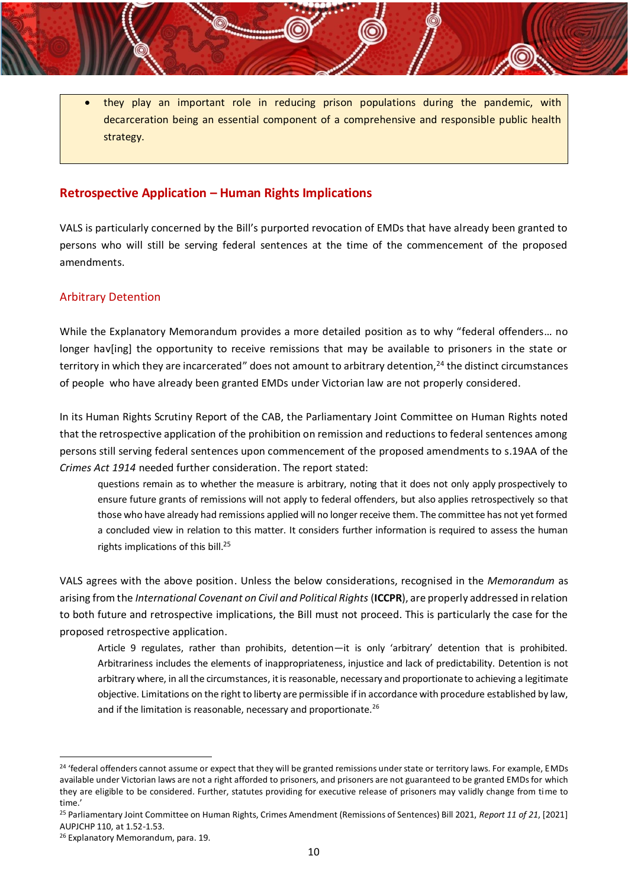- they play an important role in reducing prison populations during the pandemic, with decarceration being an essential component of a comprehensive and responsible public health strategy.

## Retrospective Application – Human Rights Implications

VALS is particularly concerned by the Bill's purported revocation of EMDs that have already been granted to persons who will still be serving federal sentences at the time of the commencement of the proposed amendments.

### Arbitrary Detention

While the Explanatory Memorandum provides a more detailed position as to why "federal offenders… no longer hav[ing] the opportunity to receive remissions that may be available to prisoners in the state or territory in which they are incarcerated" does not amount to arbitrary detention,[24] the distinct circumstances of people who have already been granted EMDs under Victorian law are not properly considered.

In its Human Rights Scrutiny Report of the CAB, the Parliamentary Joint Committee on Human Rights noted that the retrospective application of the prohibition on remission and reductions to federal sentences among persons still serving federal sentences upon commencement of the proposed amendments to s.19AA of the *Crimes Act 1914* needed further consideration. The report stated:

> questions remain as to whether the measure is arbitrary, noting that it does not only apply prospectively to ensure future grants of remissions will not apply to federal offenders, but also applies retrospectively so that those who have already had remissions applied will no longer receive them. The committee has not yet formed a concluded view in relation to this matter. It considers further information is required to assess the human rights implications of this bill.[25]

VALS agrees with the above position. Unless the below considerations, recognised in the *Memorandum* as arising from the *International Covenant on Civil and Political Rights* (**ICCPR**), are properly addressed in relation to both future and retrospective implications, the Bill must not proceed. This is particularly the case for the proposed retrospective application.

> Article 9 regulates, rather than prohibits, detention—it is only 'arbitrary' detention that is prohibited. Arbitrariness includes the elements of inappropriateness, injustice and lack of predictability. Detention is not arbitrary where, in all the circumstances, it is reasonable, necessary and proportionate to achieving a legitimate objective. Limitations on the right to liberty are permissible if in accordance with procedure established by law, and if the limitation is reasonable, necessary and proportionate.[26]

---

[24] 'federal offenders cannot assume or expect that they will be granted remissions under state or territory laws. For example, EMDs available under Victorian laws are not a right afforded to prisoners, and prisoners are not guaranteed to be granted EMDs for which they are eligible to be considered. Further, statutes providing for executive release of prisoners may validly change from time to time.'

[25] Parliamentary Joint Committee on Human Rights, Crimes Amendment (Remissions of Sentences) Bill 2021, *Report 11 of 21*, [2021] AUPJCHP 110, at 1.52-1.53.

[26] Explanatory Memorandum, para. 19.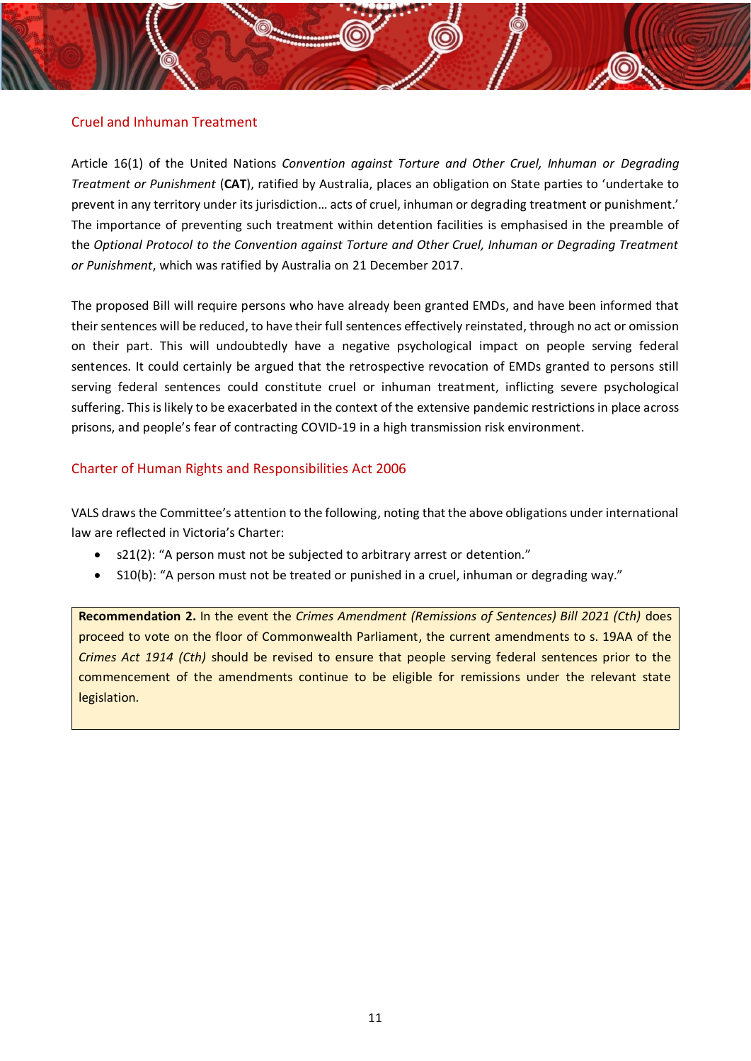## Cruel and Inhuman Treatment

Article 16(1) of the United Nations *Convention against Torture and Other Cruel, Inhuman or Degrading Treatment or Punishment* (**CAT**), ratified by Australia, places an obligation on State parties to 'undertake to prevent in any territory under its jurisdiction… acts of cruel, inhuman or degrading treatment or punishment.' The importance of preventing such treatment within detention facilities is emphasised in the preamble of the *Optional Protocol to the Convention against Torture and Other Cruel, Inhuman or Degrading Treatment or Punishment*, which was ratified by Australia on 21 December 2017.

The proposed Bill will require persons who have already been granted EMDs, and have been informed that their sentences will be reduced, to have their full sentences effectively reinstated, through no act or omission on their part. This will undoubtedly have a negative psychological impact on people serving federal sentences. It could certainly be argued that the retrospective revocation of EMDs granted to persons still serving federal sentences could constitute cruel or inhuman treatment, inflicting severe psychological suffering. This is likely to be exacerbated in the context of the extensive pandemic restrictions in place across prisons, and people's fear of contracting COVID-19 in a high transmission risk environment.

## Charter of Human Rights and Responsibilities Act 2006

VALS draws the Committee's attention to the following, noting that the above obligations under international law are reflected in Victoria's Charter:

- s21(2): "A person must not be subjected to arbitrary arrest or detention."
- S10(b): "A person must not be treated or punished in a cruel, inhuman or degrading way."

**Recommendation 2.** In the event the *Crimes Amendment (Remissions of Sentences) Bill 2021 (Cth)* does proceed to vote on the floor of Commonwealth Parliament, the current amendments to s. 19AA of the *Crimes Act 1914 (Cth)* should be revised to ensure that people serving federal sentences prior to the commencement of the amendments continue to be eligible for remissions under the relevant state legislation.